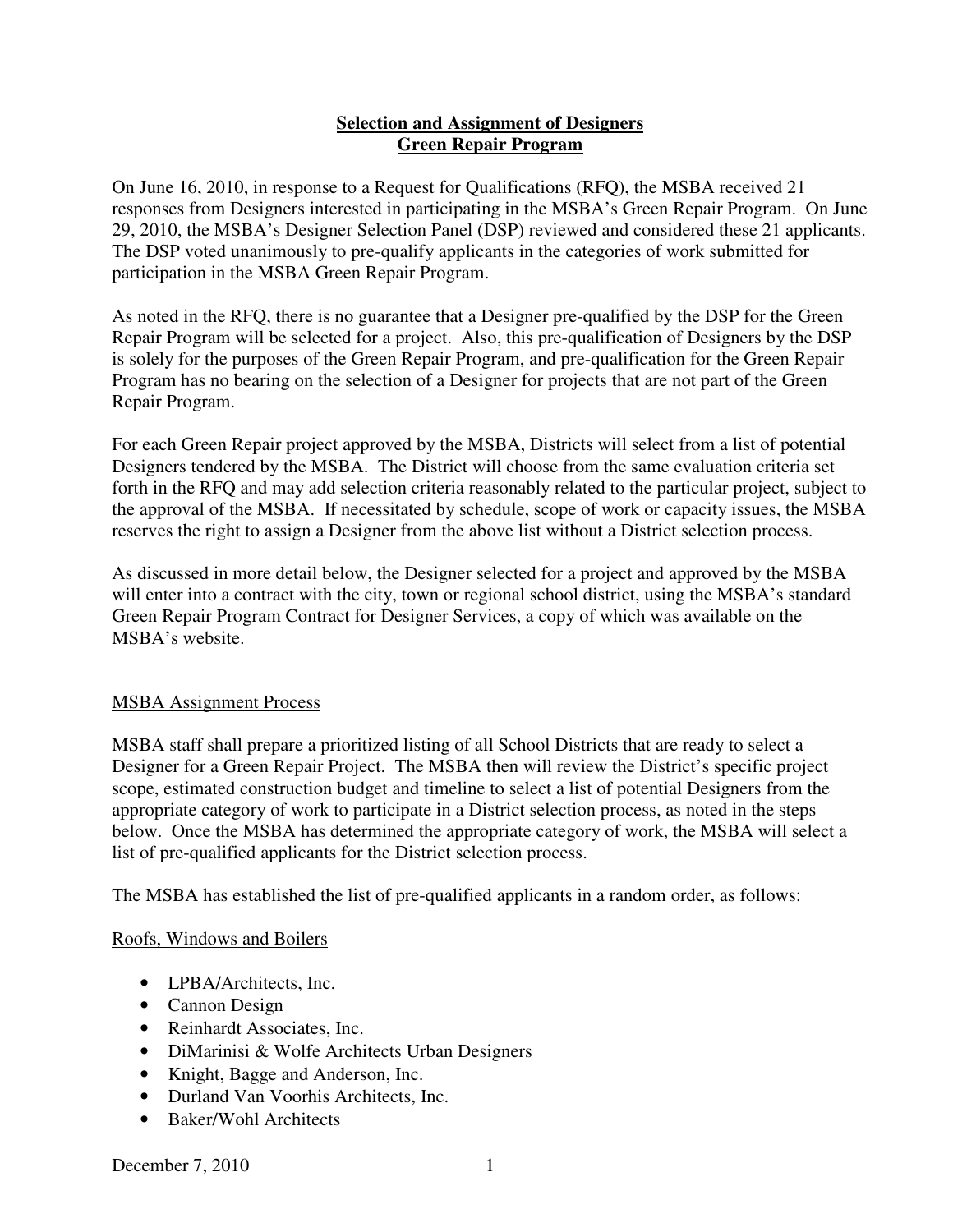**Selection and Assignment of Designers**
**Green Repair Program**

On June 16, 2010, in response to a Request for Qualifications (RFQ), the MSBA received 21 responses from Designers interested in participating in the MSBA's Green Repair Program. On June 29, 2010, the MSBA's Designer Selection Panel (DSP) reviewed and considered these 21 applicants. The DSP voted unanimously to pre-qualify applicants in the categories of work submitted for participation in the MSBA Green Repair Program.

As noted in the RFQ, there is no guarantee that a Designer pre-qualified by the DSP for the Green Repair Program will be selected for a project. Also, this pre-qualification of Designers by the DSP is solely for the purposes of the Green Repair Program, and pre-qualification for the Green Repair Program has no bearing on the selection of a Designer for projects that are not part of the Green Repair Program.

For each Green Repair project approved by the MSBA, Districts will select from a list of potential Designers tendered by the MSBA. The District will choose from the same evaluation criteria set forth in the RFQ and may add selection criteria reasonably related to the particular project, subject to the approval of the MSBA. If necessitated by schedule, scope of work or capacity issues, the MSBA reserves the right to assign a Designer from the above list without a District selection process.

As discussed in more detail below, the Designer selected for a project and approved by the MSBA will enter into a contract with the city, town or regional school district, using the MSBA's standard Green Repair Program Contract for Designer Services, a copy of which was available on the MSBA's website.

MSBA Assignment Process

MSBA staff shall prepare a prioritized listing of all School Districts that are ready to select a Designer for a Green Repair Project. The MSBA then will review the District's specific project scope, estimated construction budget and timeline to select a list of potential Designers from the appropriate category of work to participate in a District selection process, as noted in the steps below. Once the MSBA has determined the appropriate category of work, the MSBA will select a list of pre-qualified applicants for the District selection process.

The MSBA has established the list of pre-qualified applicants in a random order, as follows:

Roofs, Windows and Boilers

- LPBA/Architects, Inc.
- Cannon Design
- Reinhardt Associates, Inc.
- DiMarinisi & Wolfe Architects Urban Designers
- Knight, Bagge and Anderson, Inc.
- Durland Van Voorhis Architects, Inc.
- Baker/Wohl Architects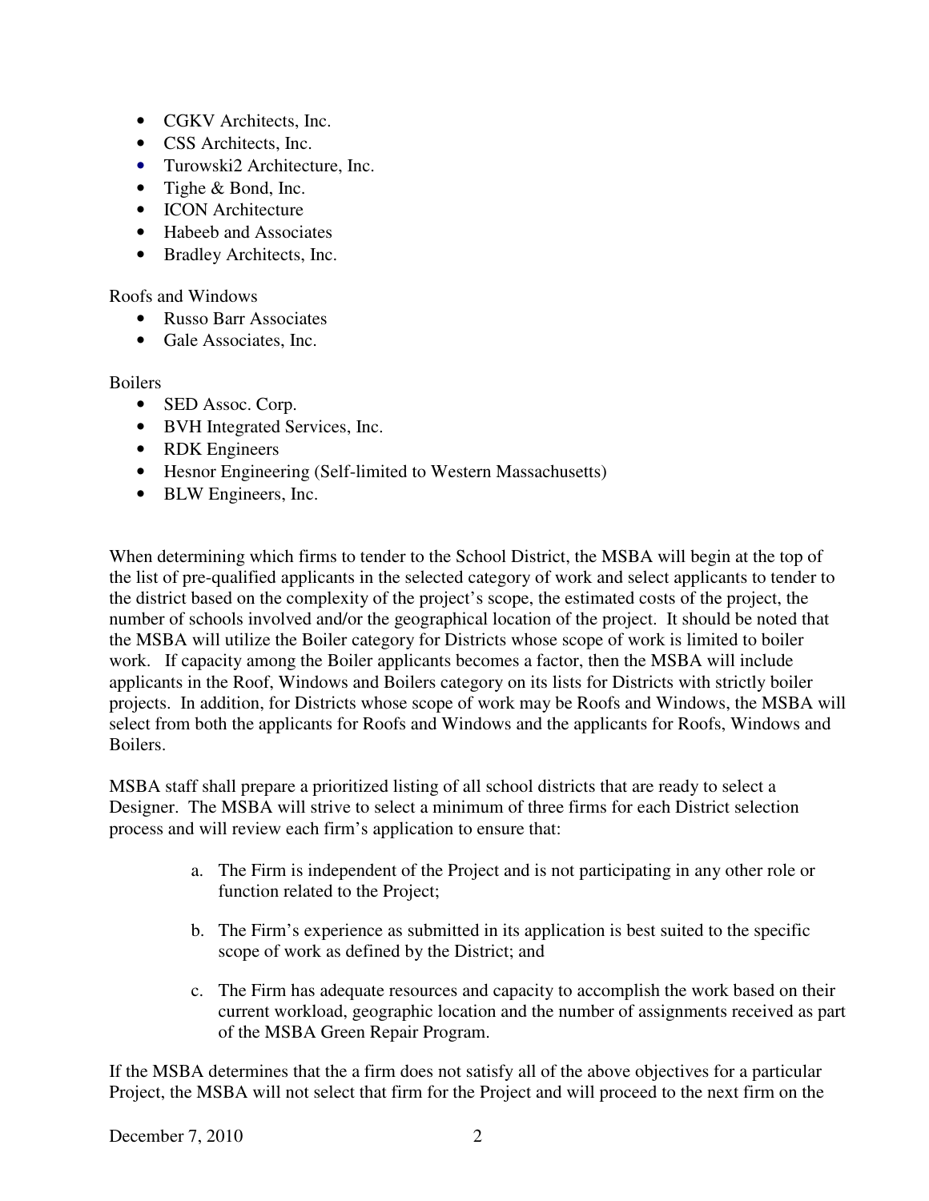- CGKV Architects, Inc.
- CSS Architects, Inc.
- Turowski2 Architecture, Inc.
- Tighe & Bond, Inc.
- ICON Architecture
- Habeeb and Associates
- Bradley Architects, Inc.

Roofs and Windows

- Russo Barr Associates
- Gale Associates, Inc.

Boilers

- SED Assoc. Corp.
- BVH Integrated Services, Inc.
- RDK Engineers
- Hesnor Engineering (Self-limited to Western Massachusetts)
- BLW Engineers, Inc.

When determining which firms to tender to the School District, the MSBA will begin at the top of the list of pre-qualified applicants in the selected category of work and select applicants to tender to the district based on the complexity of the project's scope, the estimated costs of the project, the number of schools involved and/or the geographical location of the project. It should be noted that the MSBA will utilize the Boiler category for Districts whose scope of work is limited to boiler work. If capacity among the Boiler applicants becomes a factor, then the MSBA will include applicants in the Roof, Windows and Boilers category on its lists for Districts with strictly boiler projects. In addition, for Districts whose scope of work may be Roofs and Windows, the MSBA will select from both the applicants for Roofs and Windows and the applicants for Roofs, Windows and Boilers.

MSBA staff shall prepare a prioritized listing of all school districts that are ready to select a Designer. The MSBA will strive to select a minimum of three firms for each District selection process and will review each firm's application to ensure that:

a. The Firm is independent of the Project and is not participating in any other role or function related to the Project;

b. The Firm's experience as submitted in its application is best suited to the specific scope of work as defined by the District; and

c. The Firm has adequate resources and capacity to accomplish the work based on their current workload, geographic location and the number of assignments received as part of the MSBA Green Repair Program.

If the MSBA determines that the a firm does not satisfy all of the above objectives for a particular Project, the MSBA will not select that firm for the Project and will proceed to the next firm on the

December 7, 2010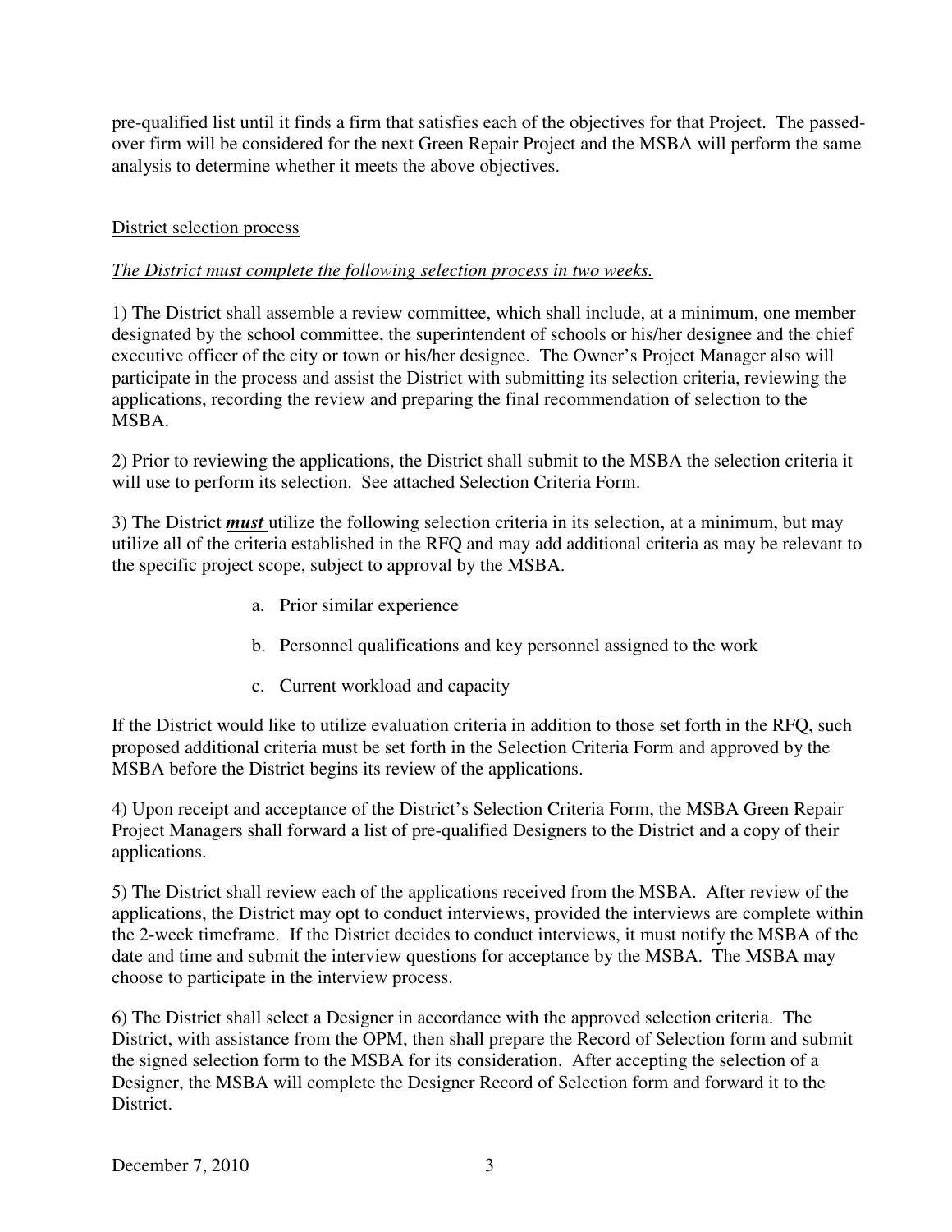pre-qualified list until it finds a firm that satisfies each of the objectives for that Project. The passed-over firm will be considered for the next Green Repair Project and the MSBA will perform the same analysis to determine whether it meets the above objectives.

District selection process

*The District must complete the following selection process in two weeks.*

1) The District shall assemble a review committee, which shall include, at a minimum, one member designated by the school committee, the superintendent of schools or his/her designee and the chief executive officer of the city or town or his/her designee. The Owner's Project Manager also will participate in the process and assist the District with submitting its selection criteria, reviewing the applications, recording the review and preparing the final recommendation of selection to the MSBA.

2) Prior to reviewing the applications, the District shall submit to the MSBA the selection criteria it will use to perform its selection. See attached Selection Criteria Form.

3) The District ***must*** utilize the following selection criteria in its selection, at a minimum, but may utilize all of the criteria established in the RFQ and may add additional criteria as may be relevant to the specific project scope, subject to approval by the MSBA.

a. Prior similar experience

b. Personnel qualifications and key personnel assigned to the work

c. Current workload and capacity

If the District would like to utilize evaluation criteria in addition to those set forth in the RFQ, such proposed additional criteria must be set forth in the Selection Criteria Form and approved by the MSBA before the District begins its review of the applications.

4) Upon receipt and acceptance of the District's Selection Criteria Form, the MSBA Green Repair Project Managers shall forward a list of pre-qualified Designers to the District and a copy of their applications.

5) The District shall review each of the applications received from the MSBA. After review of the applications, the District may opt to conduct interviews, provided the interviews are complete within the 2-week timeframe. If the District decides to conduct interviews, it must notify the MSBA of the date and time and submit the interview questions for acceptance by the MSBA. The MSBA may choose to participate in the interview process.

6) The District shall select a Designer in accordance with the approved selection criteria. The District, with assistance from the OPM, then shall prepare the Record of Selection form and submit the signed selection form to the MSBA for its consideration. After accepting the selection of a Designer, the MSBA will complete the Designer Record of Selection form and forward it to the District.

December 7, 2010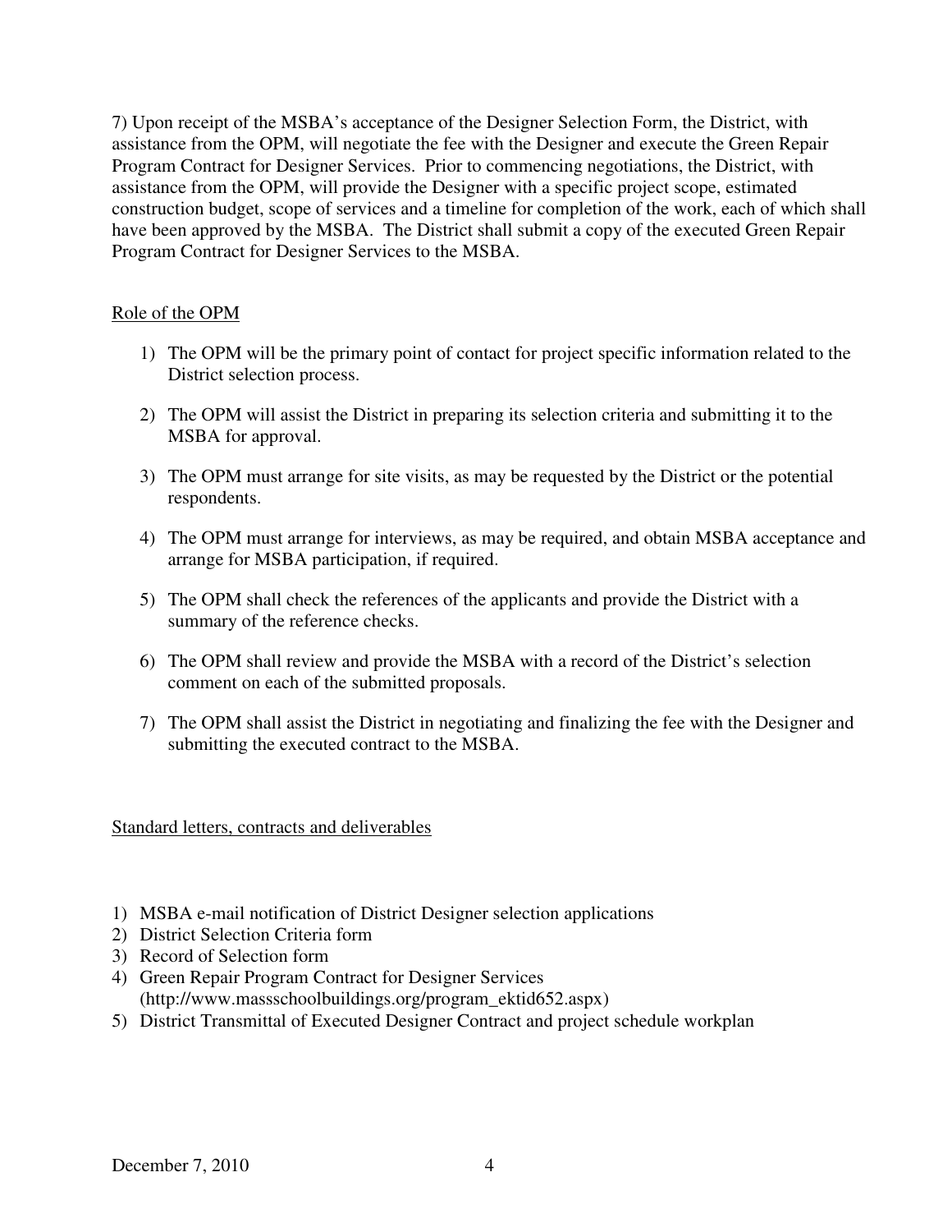7) Upon receipt of the MSBA's acceptance of the Designer Selection Form, the District, with assistance from the OPM, will negotiate the fee with the Designer and execute the Green Repair Program Contract for Designer Services. Prior to commencing negotiations, the District, with assistance from the OPM, will provide the Designer with a specific project scope, estimated construction budget, scope of services and a timeline for completion of the work, each of which shall have been approved by the MSBA. The District shall submit a copy of the executed Green Repair Program Contract for Designer Services to the MSBA.

## Role of the OPM

1) The OPM will be the primary point of contact for project specific information related to the District selection process.

2) The OPM will assist the District in preparing its selection criteria and submitting it to the MSBA for approval.

3) The OPM must arrange for site visits, as may be requested by the District or the potential respondents.

4) The OPM must arrange for interviews, as may be required, and obtain MSBA acceptance and arrange for MSBA participation, if required.

5) The OPM shall check the references of the applicants and provide the District with a summary of the reference checks.

6) The OPM shall review and provide the MSBA with a record of the District's selection comment on each of the submitted proposals.

7) The OPM shall assist the District in negotiating and finalizing the fee with the Designer and submitting the executed contract to the MSBA.

## Standard letters, contracts and deliverables

1) MSBA e-mail notification of District Designer selection applications
2) District Selection Criteria form
3) Record of Selection form
4) Green Repair Program Contract for Designer Services (http://www.massschoolbuildings.org/program_ektid652.aspx)
5) District Transmittal of Executed Designer Contract and project schedule workplan

December 7, 2010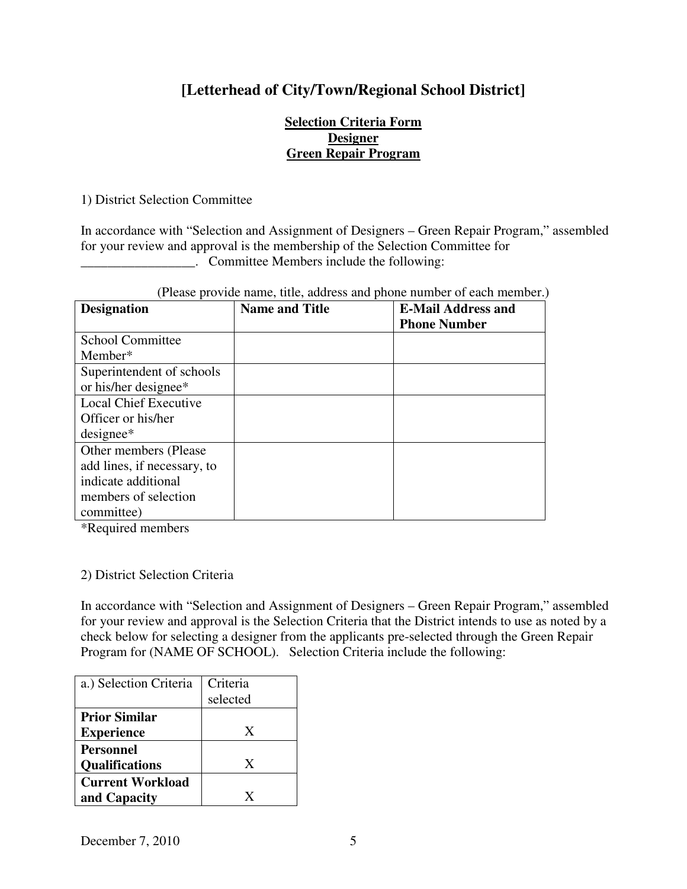# [Letterhead of City/Town/Regional School District]

**Selection Criteria Form**
**Designer**
**Green Repair Program**

1) District Selection Committee

In accordance with "Selection and Assignment of Designers – Green Repair Program," assembled for your review and approval is the membership of the Selection Committee for _________________. Committee Members include the following:

(Please provide name, title, address and phone number of each member.)

| Designation | Name and Title | E-Mail Address and Phone Number |
|---|---|---|
| School Committee Member* | | |
| Superintendent of schools or his/her designee* | | |
| Local Chief Executive Officer or his/her designee* | | |
| Other members (Please add lines, if necessary, to indicate additional members of selection committee) | | |

*Required members

2) District Selection Criteria

In accordance with "Selection and Assignment of Designers – Green Repair Program," assembled for your review and approval is the Selection Criteria that the District intends to use as noted by a check below for selecting a designer from the applicants pre-selected through the Green Repair Program for (NAME OF SCHOOL). Selection Criteria include the following:

| a.) Selection Criteria | Criteria selected |
|---|---|
| **Prior Similar Experience** | X |
| **Personnel Qualifications** | X |
| **Current Workload and Capacity** | X |

December 7, 2010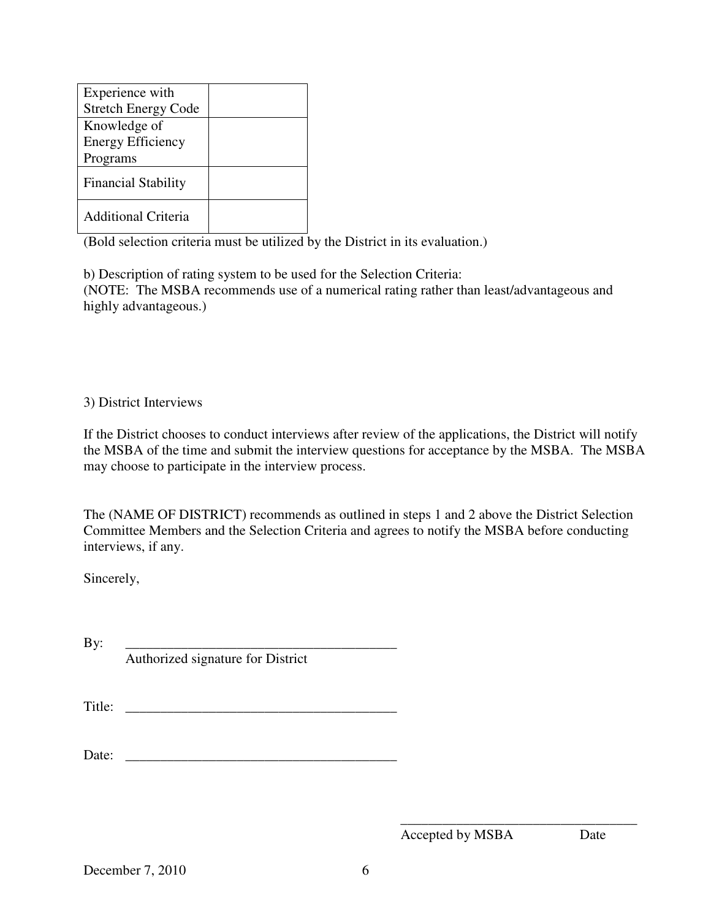| | |
|---|---|
| Experience with Stretch Energy Code | |
| Knowledge of Energy Efficiency Programs | |
| Financial Stability | |
| Additional Criteria | |

(Bold selection criteria must be utilized by the District in its evaluation.)

b) Description of rating system to be used for the Selection Criteria:
(NOTE: The MSBA recommends use of a numerical rating rather than least/advantageous and highly advantageous.)

3) District Interviews

If the District chooses to conduct interviews after review of the applications, the District will notify the MSBA of the time and submit the interview questions for acceptance by the MSBA. The MSBA may choose to participate in the interview process.

The (NAME OF DISTRICT) recommends as outlined in steps 1 and 2 above the District Selection Committee Members and the Selection Criteria and agrees to notify the MSBA before conducting interviews, if any.

Sincerely,

By: ________________________________________
Authorized signature for District

Title: ________________________________________

Date: ________________________________________

___________________________________
Accepted by MSBA Date

December 7, 2010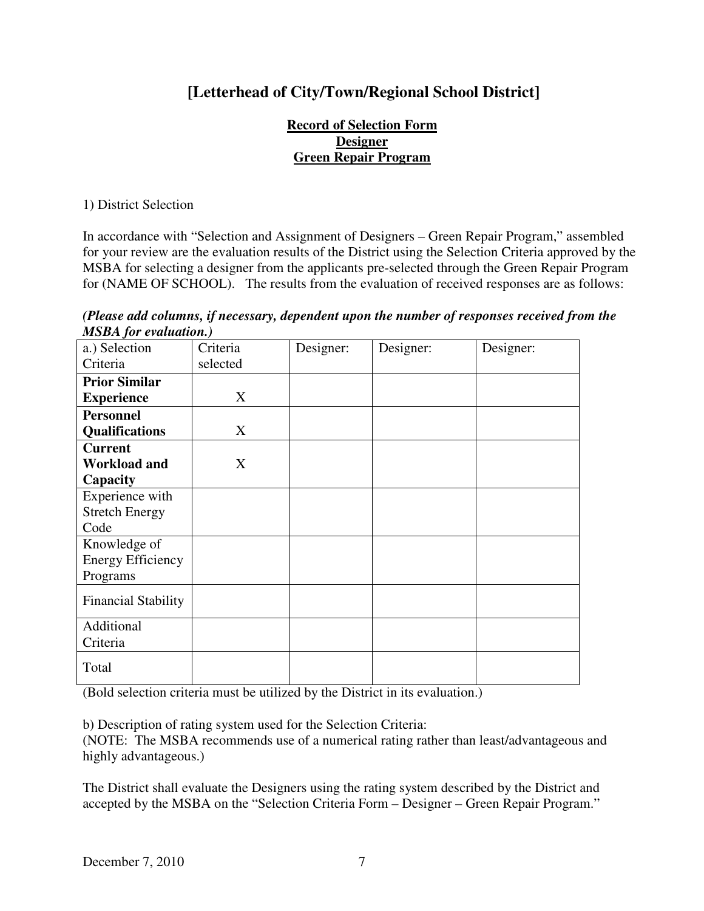# [Letterhead of City/Town/Regional School District]

**Record of Selection Form**
**Designer**
**Green Repair Program**

1) District Selection

In accordance with "Selection and Assignment of Designers – Green Repair Program," assembled for your review are the evaluation results of the District using the Selection Criteria approved by the MSBA for selecting a designer from the applicants pre-selected through the Green Repair Program for (NAME OF SCHOOL). The results from the evaluation of received responses are as follows:

***(Please add columns, if necessary, dependent upon the number of responses received from the MSBA for evaluation.)***

| a.) Selection Criteria | Criteria selected | Designer: | Designer: | Designer: |
|---|---|---|---|---|
| **Prior Similar Experience** | X | | | |
| **Personnel Qualifications** | X | | | |
| **Current Workload and Capacity** | X | | | |
| Experience with Stretch Energy Code | | | | |
| Knowledge of Energy Efficiency Programs | | | | |
| Financial Stability | | | | |
| Additional Criteria | | | | |
| Total | | | | |

(Bold selection criteria must be utilized by the District in its evaluation.)

b) Description of rating system used for the Selection Criteria:
(NOTE: The MSBA recommends use of a numerical rating rather than least/advantageous and highly advantageous.)

The District shall evaluate the Designers using the rating system described by the District and accepted by the MSBA on the "Selection Criteria Form – Designer – Green Repair Program."

December 7, 2010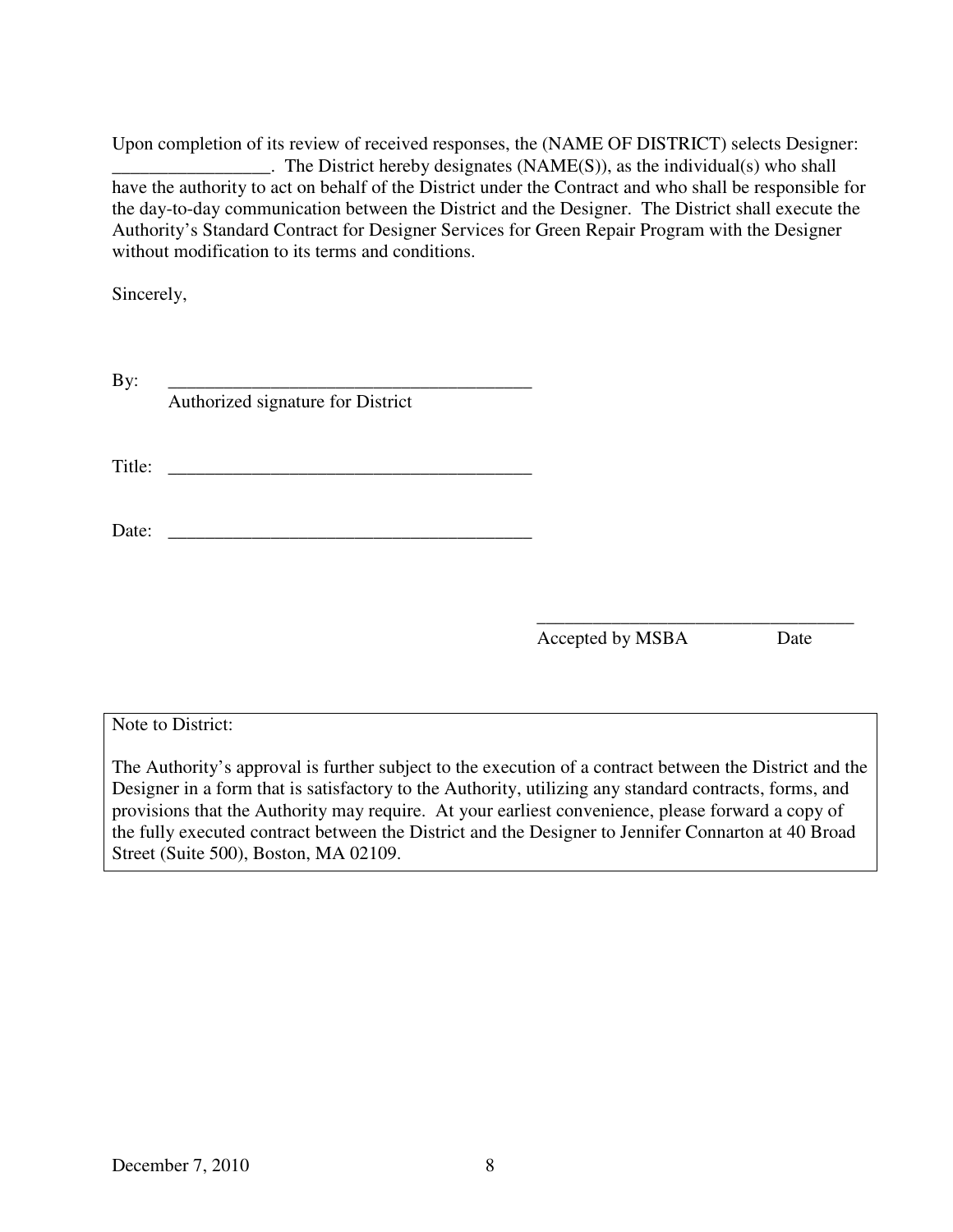Upon completion of its review of received responses, the (NAME OF DISTRICT) selects Designer: _________________. The District hereby designates (NAME(S)), as the individual(s) who shall have the authority to act on behalf of the District under the Contract and who shall be responsible for the day-to-day communication between the District and the Designer. The District shall execute the Authority's Standard Contract for Designer Services for Green Repair Program with the Designer without modification to its terms and conditions.

Sincerely,

By: ________________________________________
Authorized signature for District

Title: ________________________________________

Date: ________________________________________

___________________________________
Accepted by MSBA Date

> Note to District:
>
> The Authority's approval is further subject to the execution of a contract between the District and the Designer in a form that is satisfactory to the Authority, utilizing any standard contracts, forms, and provisions that the Authority may require. At your earliest convenience, please forward a copy of the fully executed contract between the District and the Designer to Jennifer Connarton at 40 Broad Street (Suite 500), Boston, MA 02109.

December 7, 2010